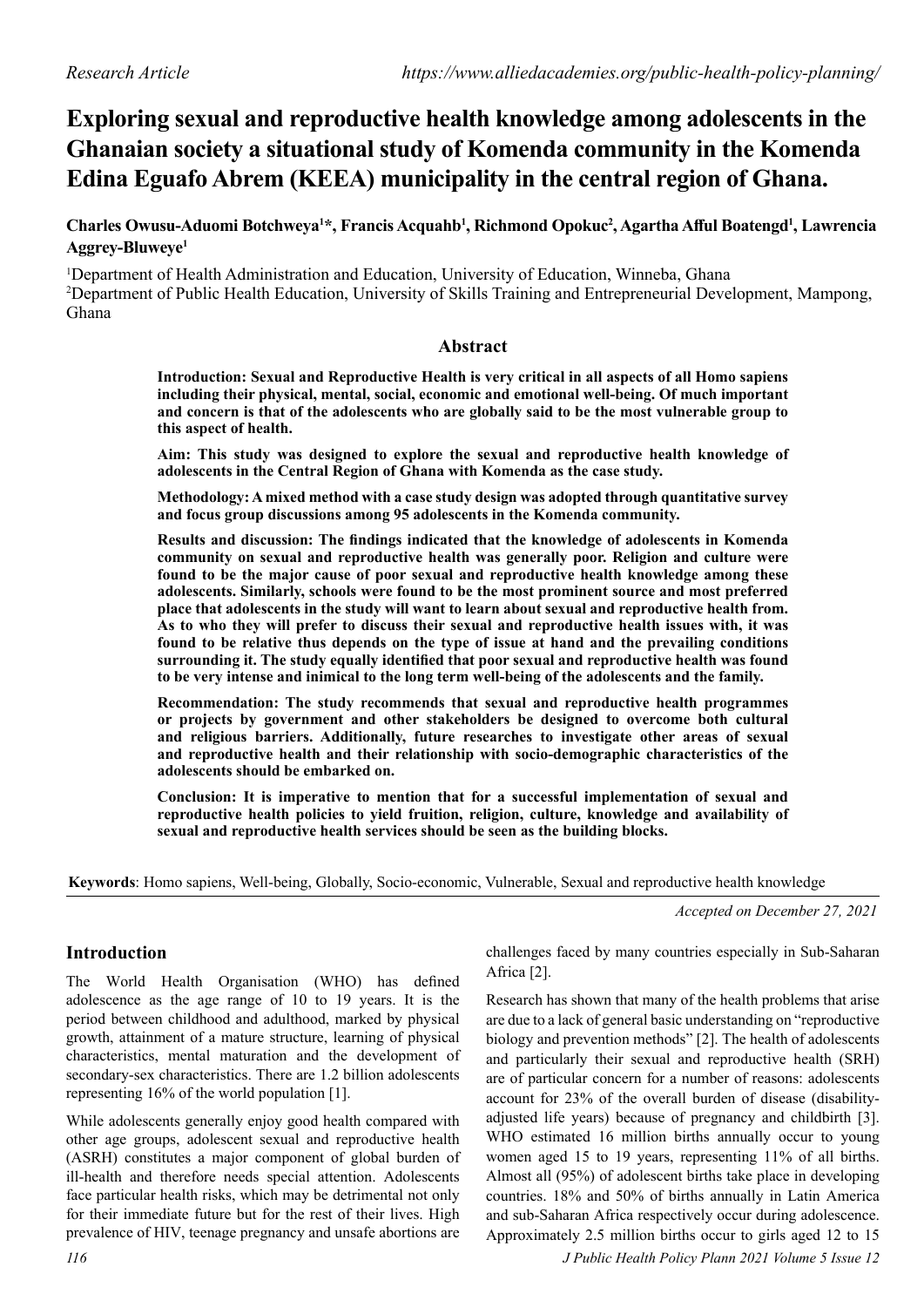*Research Article*

# Exploring sexual and reproductive health knowledge among adolescents in the Ghanaian society a situational study of Komenda community in the Komenda Edina Eguafo Abrem (KEEA) municipality in the central region of Ghana.

**Charles Owusu-Aduomi Botchweya[1]*, Francis Acquahb[1], Richmond Opokuc[2], Agartha Afful Boatengd[1], Lawrencia Aggrey-Bluweye[1]**

[1]Department of Health Administration and Education, University of Education, Winneba, Ghana
[2]Department of Public Health Education, University of Skills Training and Entrepreneurial Development, Mampong, Ghana

## Abstract

**Introduction: Sexual and Reproductive Health is very critical in all aspects of all Homo sapiens including their physical, mental, social, economic and emotional well-being. Of much important and concern is that of the adolescents who are globally said to be the most vulnerable group to this aspect of health.**

**Aim: This study was designed to explore the sexual and reproductive health knowledge of adolescents in the Central Region of Ghana with Komenda as the case study.**

**Methodology: A mixed method with a case study design was adopted through quantitative survey and focus group discussions among 95 adolescents in the Komenda community.**

**Results and discussion: The findings indicated that the knowledge of adolescents in Komenda community on sexual and reproductive health was generally poor. Religion and culture were found to be the major cause of poor sexual and reproductive health knowledge among these adolescents. Similarly, schools were found to be the most prominent source and most preferred place that adolescents in the study will want to learn about sexual and reproductive health from. As to who they will prefer to discuss their sexual and reproductive health issues with, it was found to be relative thus depends on the type of issue at hand and the prevailing conditions surrounding it. The study equally identified that poor sexual and reproductive health was found to be very intense and inimical to the long term well-being of the adolescents and the family.**

**Recommendation: The study recommends that sexual and reproductive health programmes or projects by government and other stakeholders be designed to overcome both cultural and religious barriers. Additionally, future researches to investigate other areas of sexual and reproductive health and their relationship with socio-demographic characteristics of the adolescents should be embarked on.**

**Conclusion: It is imperative to mention that for a successful implementation of sexual and reproductive health policies to yield fruition, religion, culture, knowledge and availability of sexual and reproductive health services should be seen as the building blocks.**

**Keywords**: Homo sapiens, Well-being, Globally, Socio-economic, Vulnerable, Sexual and reproductive health knowledge

*Accepted on December 27, 2021*

## Introduction

The World Health Organisation (WHO) has defined adolescence as the age range of 10 to 19 years. It is the period between childhood and adulthood, marked by physical growth, attainment of a mature structure, learning of physical characteristics, mental maturation and the development of secondary-sex characteristics. There are 1.2 billion adolescents representing 16% of the world population [1].

While adolescents generally enjoy good health compared with other age groups, adolescent sexual and reproductive health (ASRH) constitutes a major component of global burden of ill-health and therefore needs special attention. Adolescents face particular health risks, which may be detrimental not only for their immediate future but for the rest of their lives. High prevalence of HIV, teenage pregnancy and unsafe abortions are challenges faced by many countries especially in Sub-Saharan Africa [2].

Research has shown that many of the health problems that arise are due to a lack of general basic understanding on "reproductive biology and prevention methods" [2]. The health of adolescents and particularly their sexual and reproductive health (SRH) are of particular concern for a number of reasons: adolescents account for 23% of the overall burden of disease (disability-adjusted life years) because of pregnancy and childbirth [3]. WHO estimated 16 million births annually occur to young women aged 15 to 19 years, representing 11% of all births. Almost all (95%) of adolescent births take place in developing countries. 18% and 50% of births annually in Latin America and sub-Saharan Africa respectively occur during adolescence. Approximately 2.5 million births occur to girls aged 12 to 15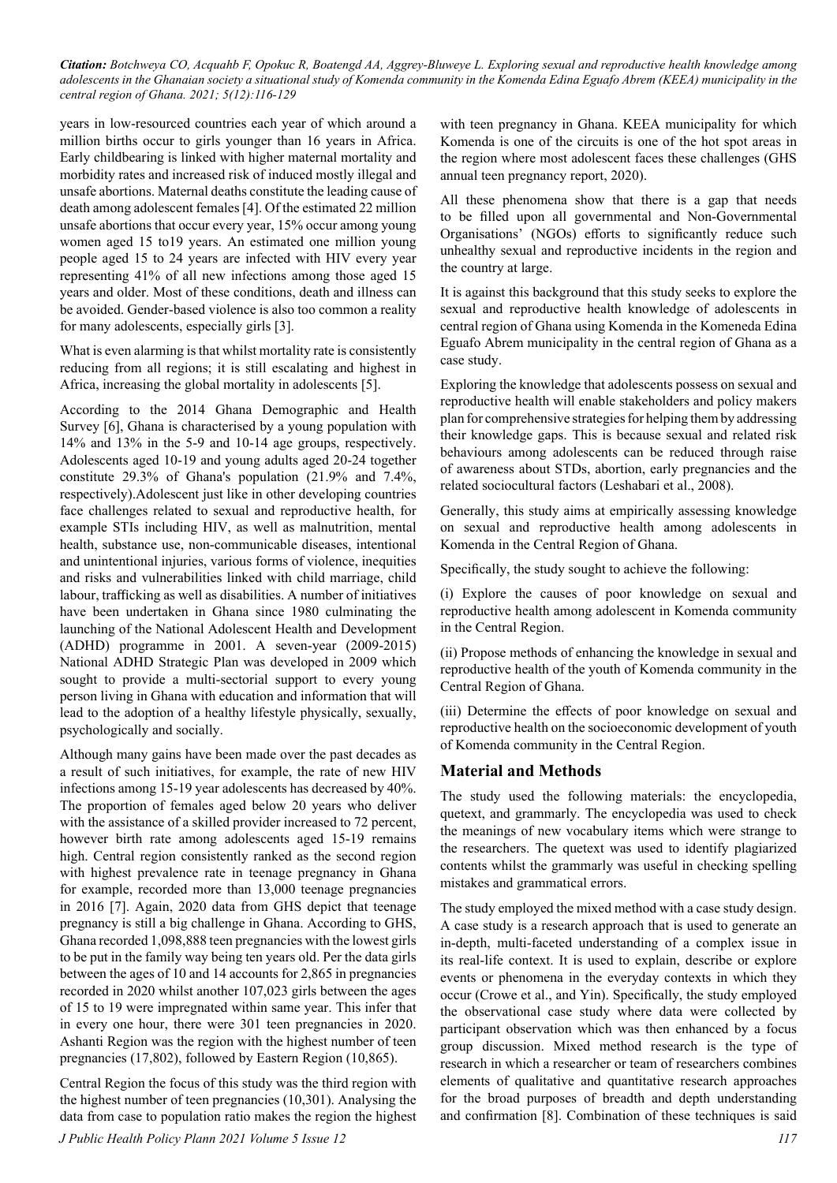years in low-resourced countries each year of which around a million births occur to girls younger than 16 years in Africa. Early childbearing is linked with higher maternal mortality and morbidity rates and increased risk of induced mostly illegal and unsafe abortions. Maternal deaths constitute the leading cause of death among adolescent females [4]. Of the estimated 22 million unsafe abortions that occur every year, 15% occur among young women aged 15 to19 years. An estimated one million young people aged 15 to 24 years are infected with HIV every year representing 41% of all new infections among those aged 15 years and older. Most of these conditions, death and illness can be avoided. Gender-based violence is also too common a reality for many adolescents, especially girls [3].

What is even alarming is that whilst mortality rate is consistently reducing from all regions; it is still escalating and highest in Africa, increasing the global mortality in adolescents [5].

According to the 2014 Ghana Demographic and Health Survey [6], Ghana is characterised by a young population with 14% and 13% in the 5-9 and 10-14 age groups, respectively. Adolescents aged 10-19 and young adults aged 20-24 together constitute 29.3% of Ghana's population (21.9% and 7.4%, respectively).Adolescent just like in other developing countries face challenges related to sexual and reproductive health, for example STIs including HIV, as well as malnutrition, mental health, substance use, non-communicable diseases, intentional and unintentional injuries, various forms of violence, inequities and risks and vulnerabilities linked with child marriage, child labour, trafficking as well as disabilities. A number of initiatives have been undertaken in Ghana since 1980 culminating the launching of the National Adolescent Health and Development (ADHD) programme in 2001. A seven-year (2009-2015) National ADHD Strategic Plan was developed in 2009 which sought to provide a multi-sectorial support to every young person living in Ghana with education and information that will lead to the adoption of a healthy lifestyle physically, sexually, psychologically and socially.

Although many gains have been made over the past decades as a result of such initiatives, for example, the rate of new HIV infections among 15-19 year adolescents has decreased by 40%. The proportion of females aged below 20 years who deliver with the assistance of a skilled provider increased to 72 percent, however birth rate among adolescents aged 15-19 remains high. Central region consistently ranked as the second region with highest prevalence rate in teenage pregnancy in Ghana for example, recorded more than 13,000 teenage pregnancies in 2016 [7]. Again, 2020 data from GHS depict that teenage pregnancy is still a big challenge in Ghana. According to GHS, Ghana recorded 1,098,888 teen pregnancies with the lowest girls to be put in the family way being ten years old. Per the data girls between the ages of 10 and 14 accounts for 2,865 in pregnancies recorded in 2020 whilst another 107,023 girls between the ages of 15 to 19 were impregnated within same year. This infer that in every one hour, there were 301 teen pregnancies in 2020. Ashanti Region was the region with the highest number of teen pregnancies (17,802), followed by Eastern Region (10,865).

Central Region the focus of this study was the third region with the highest number of teen pregnancies (10,301). Analysing the data from case to population ratio makes the region the highest with teen pregnancy in Ghana. KEEA municipality for which Komenda is one of the circuits is one of the hot spot areas in the region where most adolescent faces these challenges (GHS annual teen pregnancy report, 2020).

All these phenomena show that there is a gap that needs to be filled upon all governmental and Non-Governmental Organisations' (NGOs) efforts to significantly reduce such unhealthy sexual and reproductive incidents in the region and the country at large.

It is against this background that this study seeks to explore the sexual and reproductive health knowledge of adolescents in central region of Ghana using Komenda in the Komeneda Edina Eguafo Abrem municipality in the central region of Ghana as a case study.

Exploring the knowledge that adolescents possess on sexual and reproductive health will enable stakeholders and policy makers plan for comprehensive strategies for helping them by addressing their knowledge gaps. This is because sexual and related risk behaviours among adolescents can be reduced through raise of awareness about STDs, abortion, early pregnancies and the related sociocultural factors (Leshabari et al., 2008).

Generally, this study aims at empirically assessing knowledge on sexual and reproductive health among adolescents in Komenda in the Central Region of Ghana.

Specifically, the study sought to achieve the following:

(i) Explore the causes of poor knowledge on sexual and reproductive health among adolescent in Komenda community in the Central Region.

(ii) Propose methods of enhancing the knowledge in sexual and reproductive health of the youth of Komenda community in the Central Region of Ghana.

(iii) Determine the effects of poor knowledge on sexual and reproductive health on the socioeconomic development of youth of Komenda community in the Central Region.

## Material and Methods

The study used the following materials: the encyclopedia, quetext, and grammarly. The encyclopedia was used to check the meanings of new vocabulary items which were strange to the researchers. The quetext was used to identify plagiarized contents whilst the grammarly was useful in checking spelling mistakes and grammatical errors.

The study employed the mixed method with a case study design. A case study is a research approach that is used to generate an in-depth, multi-faceted understanding of a complex issue in its real-life context. It is used to explain, describe or explore events or phenomena in the everyday contexts in which they occur (Crowe et al., and Yin). Specifically, the study employed the observational case study where data were collected by participant observation which was then enhanced by a focus group discussion. Mixed method research is the type of research in which a researcher or team of researchers combines elements of qualitative and quantitative research approaches for the broad purposes of breadth and depth understanding and confirmation [8]. Combination of these techniques is said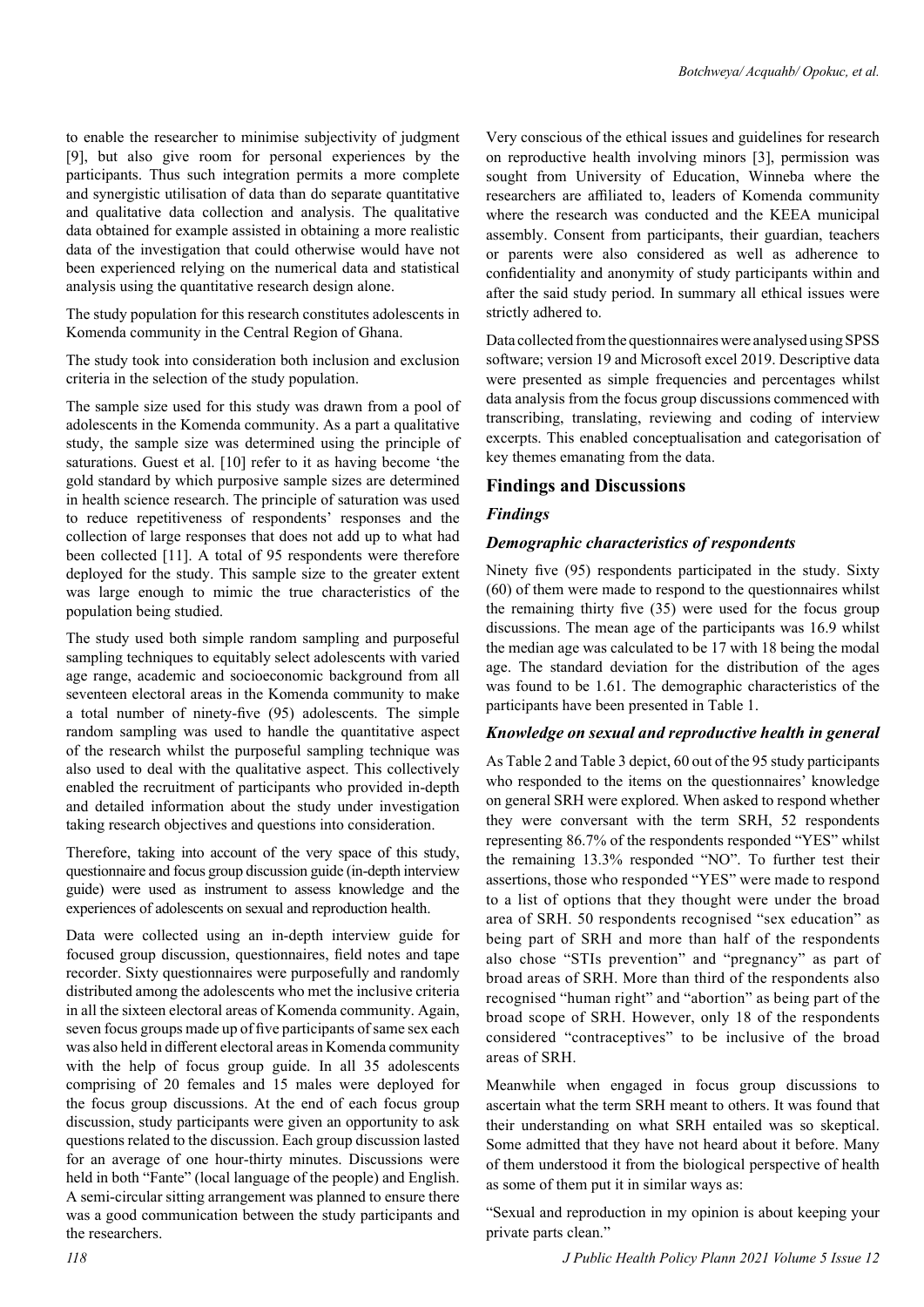to enable the researcher to minimise subjectivity of judgment [9], but also give room for personal experiences by the participants. Thus such integration permits a more complete and synergistic utilisation of data than do separate quantitative and qualitative data collection and analysis. The qualitative data obtained for example assisted in obtaining a more realistic data of the investigation that could otherwise would have not been experienced relying on the numerical data and statistical analysis using the quantitative research design alone.

The study population for this research constitutes adolescents in Komenda community in the Central Region of Ghana.

The study took into consideration both inclusion and exclusion criteria in the selection of the study population.

The sample size used for this study was drawn from a pool of adolescents in the Komenda community. As a part a qualitative study, the sample size was determined using the principle of saturations. Guest et al. [10] refer to it as having become 'the gold standard by which purposive sample sizes are determined in health science research. The principle of saturation was used to reduce repetitiveness of respondents' responses and the collection of large responses that does not add up to what had been collected [11]. A total of 95 respondents were therefore deployed for the study. This sample size to the greater extent was large enough to mimic the true characteristics of the population being studied.

The study used both simple random sampling and purposeful sampling techniques to equitably select adolescents with varied age range, academic and socioeconomic background from all seventeen electoral areas in the Komenda community to make a total number of ninety-five (95) adolescents. The simple random sampling was used to handle the quantitative aspect of the research whilst the purposeful sampling technique was also used to deal with the qualitative aspect. This collectively enabled the recruitment of participants who provided in-depth and detailed information about the study under investigation taking research objectives and questions into consideration.

Therefore, taking into account of the very space of this study, questionnaire and focus group discussion guide (in-depth interview guide) were used as instrument to assess knowledge and the experiences of adolescents on sexual and reproduction health.

Data were collected using an in-depth interview guide for focused group discussion, questionnaires, field notes and tape recorder. Sixty questionnaires were purposefully and randomly distributed among the adolescents who met the inclusive criteria in all the sixteen electoral areas of Komenda community. Again, seven focus groups made up of five participants of same sex each was also held in different electoral areas in Komenda community with the help of focus group guide. In all 35 adolescents comprising of 20 females and 15 males were deployed for the focus group discussions. At the end of each focus group discussion, study participants were given an opportunity to ask questions related to the discussion. Each group discussion lasted for an average of one hour-thirty minutes. Discussions were held in both "Fante" (local language of the people) and English. A semi-circular sitting arrangement was planned to ensure there was a good communication between the study participants and the researchers.

Very conscious of the ethical issues and guidelines for research on reproductive health involving minors [3], permission was sought from University of Education, Winneba where the researchers are affiliated to, leaders of Komenda community where the research was conducted and the KEEA municipal assembly. Consent from participants, their guardian, teachers or parents were also considered as well as adherence to confidentiality and anonymity of study participants within and after the said study period. In summary all ethical issues were strictly adhered to.

Data collected from the questionnaires were analysed using SPSS software; version 19 and Microsoft excel 2019. Descriptive data were presented as simple frequencies and percentages whilst data analysis from the focus group discussions commenced with transcribing, translating, reviewing and coding of interview excerpts. This enabled conceptualisation and categorisation of key themes emanating from the data.

## Findings and Discussions

### *Findings*

### *Demographic characteristics of respondents*

Ninety five (95) respondents participated in the study. Sixty (60) of them were made to respond to the questionnaires whilst the remaining thirty five (35) were used for the focus group discussions. The mean age of the participants was 16.9 whilst the median age was calculated to be 17 with 18 being the modal age. The standard deviation for the distribution of the ages was found to be 1.61. The demographic characteristics of the participants have been presented in Table 1.

### *Knowledge on sexual and reproductive health in general*

As Table 2 and Table 3 depict, 60 out of the 95 study participants who responded to the items on the questionnaires' knowledge on general SRH were explored. When asked to respond whether they were conversant with the term SRH, 52 respondents representing 86.7% of the respondents responded "YES" whilst the remaining 13.3% responded "NO". To further test their assertions, those who responded "YES" were made to respond to a list of options that they thought were under the broad area of SRH. 50 respondents recognised "sex education" as being part of SRH and more than half of the respondents also chose "STIs prevention" and "pregnancy" as part of broad areas of SRH. More than third of the respondents also recognised "human right" and "abortion" as being part of the broad scope of SRH. However, only 18 of the respondents considered "contraceptives" to be inclusive of the broad areas of SRH.

Meanwhile when engaged in focus group discussions to ascertain what the term SRH meant to others. It was found that their understanding on what SRH entailed was so skeptical. Some admitted that they have not heard about it before. Many of them understood it from the biological perspective of health as some of them put it in similar ways as:

"Sexual and reproduction in my opinion is about keeping your private parts clean."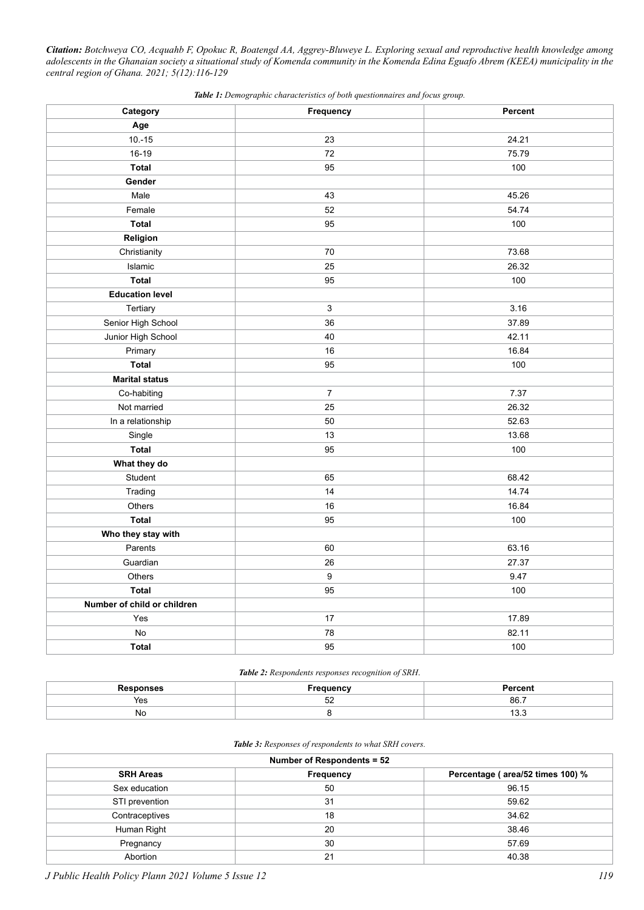*Table 1: Demographic characteristics of both questionnaires and focus group.*

| Category | Frequency | Percent |
|---|---|---|
| **Age** | | |
| 10.-15 | 23 | 24.21 |
| 16-19 | 72 | 75.79 |
| **Total** | 95 | 100 |
| **Gender** | | |
| Male | 43 | 45.26 |
| Female | 52 | 54.74 |
| **Total** | 95 | 100 |
| **Religion** | | |
| Christianity | 70 | 73.68 |
| Islamic | 25 | 26.32 |
| **Total** | 95 | 100 |
| **Education level** | | |
| Tertiary | 3 | 3.16 |
| Senior High School | 36 | 37.89 |
| Junior High School | 40 | 42.11 |
| Primary | 16 | 16.84 |
| **Total** | 95 | 100 |
| **Marital status** | | |
| Co-habiting | 7 | 7.37 |
| Not married | 25 | 26.32 |
| In a relationship | 50 | 52.63 |
| Single | 13 | 13.68 |
| **Total** | 95 | 100 |
| **What they do** | | |
| Student | 65 | 68.42 |
| Trading | 14 | 14.74 |
| Others | 16 | 16.84 |
| **Total** | 95 | 100 |
| **Who they stay with** | | |
| Parents | 60 | 63.16 |
| Guardian | 26 | 27.37 |
| Others | 9 | 9.47 |
| **Total** | 95 | 100 |
| **Number of child or children** | | |
| Yes | 17 | 17.89 |
| No | 78 | 82.11 |
| **Total** | 95 | 100 |

*Table 2: Respondents responses recognition of SRH.*

| Responses | Frequency | Percent |
|---|---|---|
| Yes | 52 | 86.7 |
| No | 8 | 13.3 |

*Table 3: Responses of respondents to what SRH covers.*

| Number of Respondents = 52 | | |
|---|---|---|
| **SRH Areas** | **Frequency** | **Percentage ( area/52 times 100) %** |
| Sex education | 50 | 96.15 |
| STI prevention | 31 | 59.62 |
| Contraceptives | 18 | 34.62 |
| Human Right | 20 | 38.46 |
| Pregnancy | 30 | 57.69 |
| Abortion | 21 | 40.38 |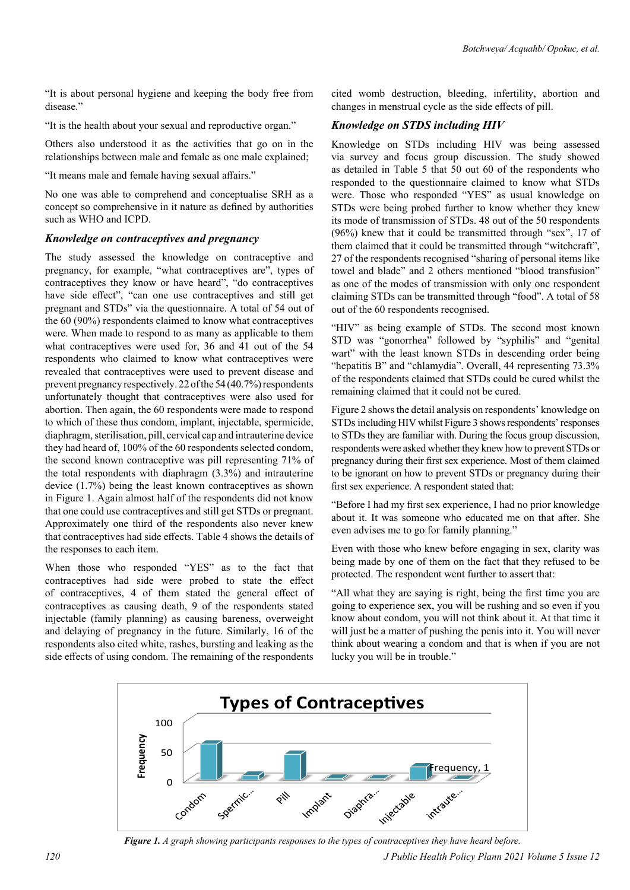"It is about personal hygiene and keeping the body free from disease."

"It is the health about your sexual and reproductive organ."

Others also understood it as the activities that go on in the relationships between male and female as one male explained;

"It means male and female having sexual affairs."

No one was able to comprehend and conceptualise SRH as a concept so comprehensive in it nature as defined by authorities such as WHO and ICPD.

### *Knowledge on contraceptives and pregnancy*

The study assessed the knowledge on contraceptive and pregnancy, for example, "what contraceptives are", types of contraceptives they know or have heard", "do contraceptives have side effect", "can one use contraceptives and still get pregnant and STDs" via the questionnaire. A total of 54 out of the 60 (90%) respondents claimed to know what contraceptives were. When made to respond to as many as applicable to them what contraceptives were used for, 36 and 41 out of the 54 respondents who claimed to know what contraceptives were revealed that contraceptives were used to prevent disease and prevent pregnancy respectively. 22 of the 54 (40.7%) respondents unfortunately thought that contraceptives were also used for abortion. Then again, the 60 respondents were made to respond to which of these thus condom, implant, injectable, spermicide, diaphragm, sterilisation, pill, cervical cap and intrauterine device they had heard of, 100% of the 60 respondents selected condom, the second known contraceptive was pill representing 71% of the total respondents with diaphragm (3.3%) and intrauterine device (1.7%) being the least known contraceptives as shown in Figure 1. Again almost half of the respondents did not know that one could use contraceptives and still get STDs or pregnant. Approximately one third of the respondents also never knew that contraceptives had side effects. Table 4 shows the details of the responses to each item.

When those who responded "YES" as to the fact that contraceptives had side were probed to state the effect of contraceptives, 4 of them stated the general effect of contraceptives as causing death, 9 of the respondents stated injectable (family planning) as causing bareness, overweight and delaying of pregnancy in the future. Similarly, 16 of the respondents also cited white, rashes, bursting and leaking as the side effects of using condom. The remaining of the respondents cited womb destruction, bleeding, infertility, abortion and changes in menstrual cycle as the side effects of pill.

### *Knowledge on STDS including HIV*

Knowledge on STDs including HIV was being assessed via survey and focus group discussion. The study showed as detailed in Table 5 that 50 out of 60 of the respondents who responded to the questionnaire claimed to know what STDs were. Those who responded "YES" as usual knowledge on STDs were being probed further to know whether they knew its mode of transmission of STDs. 48 out of the 50 respondents (96%) knew that it could be transmitted through "sex", 17 of them claimed that it could be transmitted through "witchcraft", 27 of the respondents recognised "sharing of personal items like towel and blade" and 2 others mentioned "blood transfusion" as one of the modes of transmission with only one respondent claiming STDs can be transmitted through "food". A total of 58 out of the 60 respondents recognised.

"HIV" as being example of STDs. The second most known STD was "gonorrhea" followed by "syphilis" and "genital wart" with the least known STDs in descending order being "hepatitis B" and "chlamydia". Overall, 44 representing 73.3% of the respondents claimed that STDs could be cured whilst the remaining claimed that it could not be cured.

Figure 2 shows the detail analysis on respondents' knowledge on STDs including HIV whilst Figure 3 shows respondents' responses to STDs they are familiar with. During the focus group discussion, respondents were asked whether they knew how to prevent STDs or pregnancy during their first sex experience. Most of them claimed to be ignorant on how to prevent STDs or pregnancy during their first sex experience. A respondent stated that:

"Before I had my first sex experience, I had no prior knowledge about it. It was someone who educated me on that after. She even advises me to go for family planning."

Even with those who knew before engaging in sex, clarity was being made by one of them on the fact that they refused to be protected. The respondent went further to assert that:

"All what they are saying is right, being the first time you are going to experience sex, you will be rushing and so even if you know about condom, you will not think about it. At that time it will just be a matter of pushing the penis into it. You will never think about wearing a condom and that is when if you are not lucky you will be in trouble."

**Types of Contraceptives**

***Figure 1.*** *A graph showing participants responses to the types of contraceptives they have heard before.*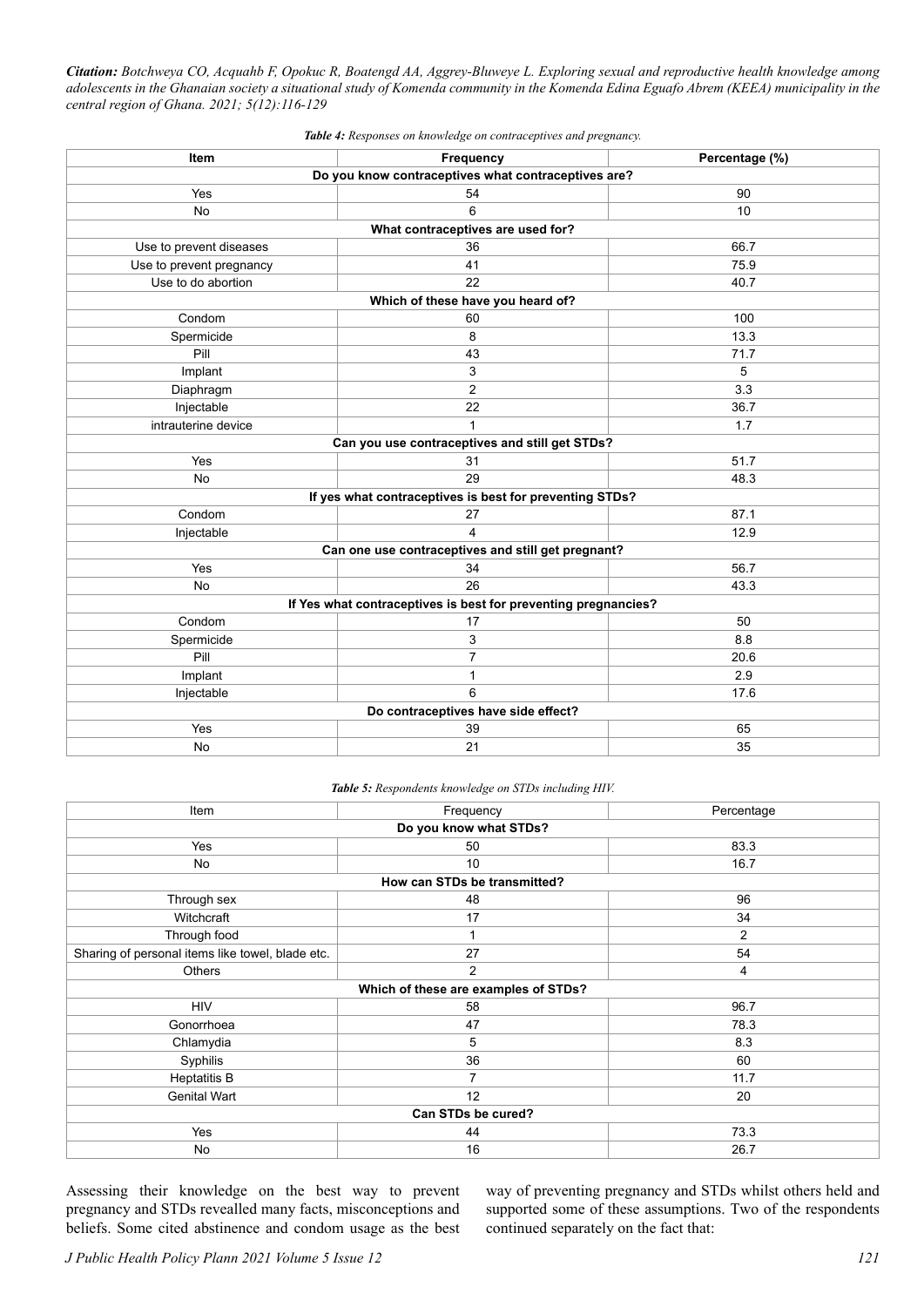*Citation:* *Botchweya CO, Acquahb F, Opokuc R, Boatengd AA, Aggrey-Bluweye L. Exploring sexual and reproductive health knowledge among adolescents in the Ghanaian society a situational study of Komenda community in the Komenda Edina Eguafo Abrem (KEEA) municipality in the central region of Ghana. 2021; 5(12):116-129*

***Table 4:*** *Responses on knowledge on contraceptives and pregnancy.*

| Item | Frequency | Percentage (%) |
|---|---|---|
| **Do you know contraceptives what contraceptives are?** | | |
| Yes | 54 | 90 |
| No | 6 | 10 |
| **What contraceptives are used for?** | | |
| Use to prevent diseases | 36 | 66.7 |
| Use to prevent pregnancy | 41 | 75.9 |
| Use to do abortion | 22 | 40.7 |
| **Which of these have you heard of?** | | |
| Condom | 60 | 100 |
| Spermicide | 8 | 13.3 |
| Pill | 43 | 71.7 |
| Implant | 3 | 5 |
| Diaphragm | 2 | 3.3 |
| Injectable | 22 | 36.7 |
| intrauterine device | 1 | 1.7 |
| **Can you use contraceptives and still get STDs?** | | |
| Yes | 31 | 51.7 |
| No | 29 | 48.3 |
| **If yes what contraceptives is best for preventing STDs?** | | |
| Condom | 27 | 87.1 |
| Injectable | 4 | 12.9 |
| **Can one use contraceptives and still get pregnant?** | | |
| Yes | 34 | 56.7 |
| No | 26 | 43.3 |
| **If Yes what contraceptives is best for preventing pregnancies?** | | |
| Condom | 17 | 50 |
| Spermicide | 3 | 8.8 |
| Pill | 7 | 20.6 |
| Implant | 1 | 2.9 |
| Injectable | 6 | 17.6 |
| **Do contraceptives have side effect?** | | |
| Yes | 39 | 65 |
| No | 21 | 35 |

***Table 5:*** *Respondents knowledge on STDs including HIV.*

| Item | Frequency | Percentage |
|---|---|---|
| **Do you know what STDs?** | | |
| Yes | 50 | 83.3 |
| No | 10 | 16.7 |
| **How can STDs be transmitted?** | | |
| Through sex | 48 | 96 |
| Witchcraft | 17 | 34 |
| Through food | 1 | 2 |
| Sharing of personal items like towel, blade etc. | 27 | 54 |
| Others | 2 | 4 |
| **Which of these are examples of STDs?** | | |
| HIV | 58 | 96.7 |
| Gonorrhoea | 47 | 78.3 |
| Chlamydia | 5 | 8.3 |
| Syphilis | 36 | 60 |
| Heptatitis B | 7 | 11.7 |
| Genital Wart | 12 | 20 |
| **Can STDs be cured?** | | |
| Yes | 44 | 73.3 |
| No | 16 | 26.7 |

Assessing their knowledge on the best way to prevent pregnancy and STDs revealled many facts, misconceptions and beliefs. Some cited abstinence and condom usage as the best way of preventing pregnancy and STDs whilst others held and supported some of these assumptions. Two of the respondents continued separately on the fact that: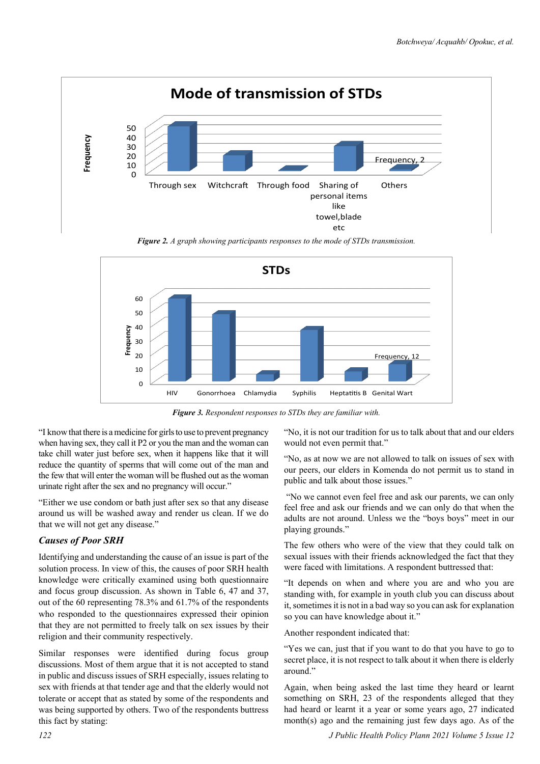**Figure 2.** *A graph showing participants responses to the mode of STDs transmission.*

**Figure 3.** *Respondent responses to STDs they are familiar with.*

"I know that there is a medicine for girls to use to prevent pregnancy when having sex, they call it P2 or you the man and the woman can take chill water just before sex, when it happens like that it will reduce the quantity of sperms that will come out of the man and the few that will enter the woman will be flushed out as the woman urinate right after the sex and no pregnancy will occur."

"Either we use condom or bath just after sex so that any disease around us will be washed away and render us clean. If we do that we will not get any disease."

### *Causes of Poor SRH*

Identifying and understanding the cause of an issue is part of the solution process. In view of this, the causes of poor SRH health knowledge were critically examined using both questionnaire and focus group discussion. As shown in Table 6, 47 and 37, out of the 60 representing 78.3% and 61.7% of the respondents who responded to the questionnaires expressed their opinion that they are not permitted to freely talk on sex issues by their religion and their community respectively.

Similar responses were identified during focus group discussions. Most of them argue that it is not accepted to stand in public and discuss issues of SRH especially, issues relating to sex with friends at that tender age and that the elderly would not tolerate or accept that as stated by some of the respondents and was being supported by others. Two of the respondents buttress this fact by stating:

"No, it is not our tradition for us to talk about that and our elders would not even permit that."

"No, as at now we are not allowed to talk on issues of sex with our peers, our elders in Komenda do not permit us to stand in public and talk about those issues."

"No we cannot even feel free and ask our parents, we can only feel free and ask our friends and we can only do that when the adults are not around. Unless we the "boys boys" meet in our playing grounds."

The few others who were of the view that they could talk on sexual issues with their friends acknowledged the fact that they were faced with limitations. A respondent buttressed that:

"It depends on when and where you are and who you are standing with, for example in youth club you can discuss about it, sometimes it is not in a bad way so you can ask for explanation so you can have knowledge about it."

Another respondent indicated that:

"Yes we can, just that if you want to do that you have to go to secret place, it is not respect to talk about it when there is elderly around."

Again, when being asked the last time they heard or learnt something on SRH, 23 of the respondents alleged that they had heard or learnt it a year or some years ago, 27 indicated month(s) ago and the remaining just few days ago. As of the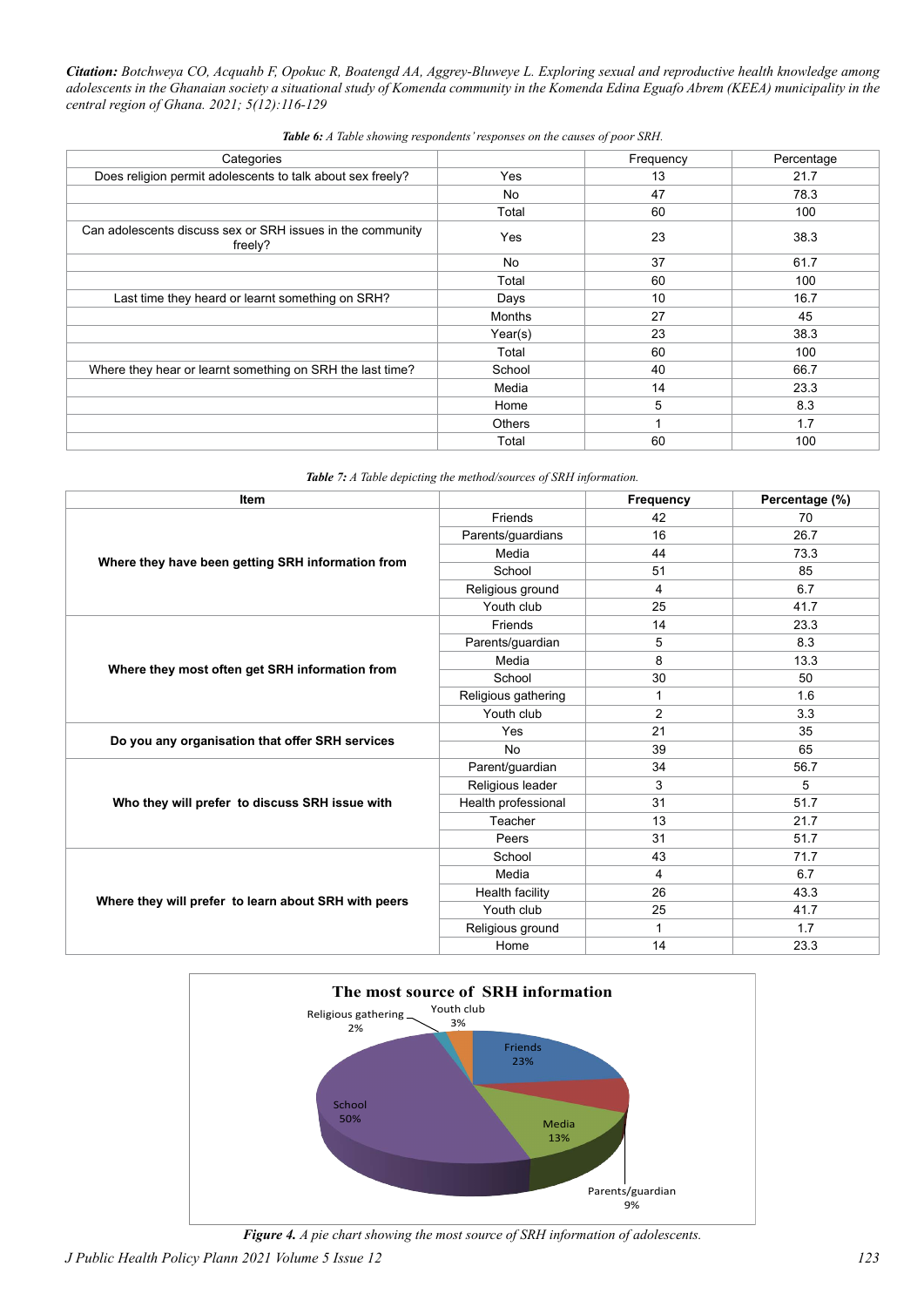*Citation: Botchweya CO, Acquahb F, Opokuc R, Boatengd AA, Aggrey-Bluweye L. Exploring sexual and reproductive health knowledge among adolescents in the Ghanaian society a situational study of Komenda community in the Komenda Edina Eguafo Abrem (KEEA) municipality in the central region of Ghana. 2021; 5(12):116-129*

***Table 6:** A Table showing respondents' responses on the causes of poor SRH.*

| Categories | | Frequency | Percentage |
|---|---|---|---|
| Does religion permit adolescents to talk about sex freely? | Yes | 13 | 21.7 |
| | No | 47 | 78.3 |
| | Total | 60 | 100 |
| Can adolescents discuss sex or SRH issues in the community freely? | Yes | 23 | 38.3 |
| | No | 37 | 61.7 |
| | Total | 60 | 100 |
| Last time they heard or learnt something on SRH? | Days | 10 | 16.7 |
| | Months | 27 | 45 |
| | Year(s) | 23 | 38.3 |
| | Total | 60 | 100 |
| Where they hear or learnt something on SRH the last time? | School | 40 | 66.7 |
| | Media | 14 | 23.3 |
| | Home | 5 | 8.3 |
| | Others | 1 | 1.7 |
| | Total | 60 | 100 |

***Table 7:** A Table depicting the method/sources of SRH information.*

| Item | | Frequency | Percentage (%) |
|---|---|---|---|
| **Where they have been getting SRH information from** | Friends | 42 | 70 |
| | Parents/guardians | 16 | 26.7 |
| | Media | 44 | 73.3 |
| | School | 51 | 85 |
| | Religious ground | 4 | 6.7 |
| | Youth club | 25 | 41.7 |
| **Where they most often get SRH information from** | Friends | 14 | 23.3 |
| | Parents/guardian | 5 | 8.3 |
| | Media | 8 | 13.3 |
| | School | 30 | 50 |
| | Religious gathering | 1 | 1.6 |
| | Youth club | 2 | 3.3 |
| **Do you any organisation that offer SRH services** | Yes | 21 | 35 |
| | No | 39 | 65 |
| **Who they will prefer to discuss SRH issue with** | Parent/guardian | 34 | 56.7 |
| | Religious leader | 3 | 5 |
| | Health professional | 31 | 51.7 |
| | Teacher | 13 | 21.7 |
| | Peers | 31 | 51.7 |
| **Where they will prefer to learn about SRH with peers** | School | 43 | 71.7 |
| | Media | 4 | 6.7 |
| | Health facility | 26 | 43.3 |
| | Youth club | 25 | 41.7 |
| | Religious ground | 1 | 1.7 |
| | Home | 14 | 23.3 |

The most source of SRH information

Friends 23%, Parents/guardian 9%, Media 13%, School 50%, Religious gathering 2%, Youth club 3%

***Figure 4.** A pie chart showing the most source of SRH information of adolescents.*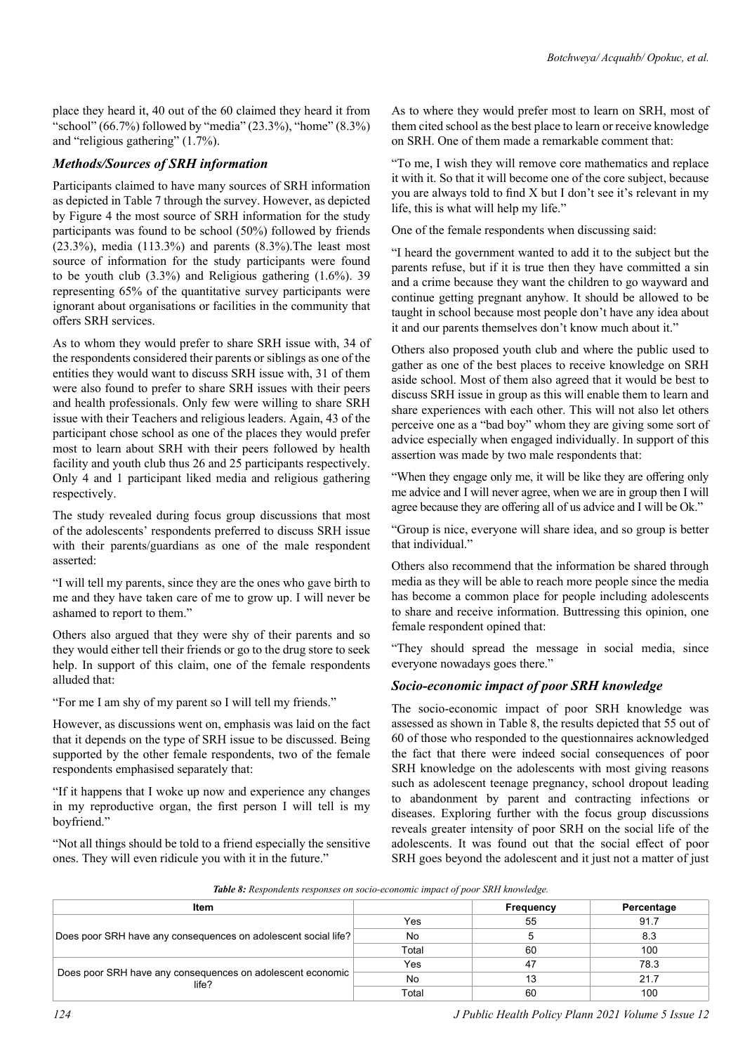place they heard it, 40 out of the 60 claimed they heard it from "school" (66.7%) followed by "media" (23.3%), "home" (8.3%) and "religious gathering" (1.7%).

### *Methods/Sources of SRH information*

Participants claimed to have many sources of SRH information as depicted in Table 7 through the survey. However, as depicted by Figure 4 the most source of SRH information for the study participants was found to be school (50%) followed by friends (23.3%), media (113.3%) and parents (8.3%).The least most source of information for the study participants were found to be youth club (3.3%) and Religious gathering (1.6%). 39 representing 65% of the quantitative survey participants were ignorant about organisations or facilities in the community that offers SRH services.

As to whom they would prefer to share SRH issue with, 34 of the respondents considered their parents or siblings as one of the entities they would want to discuss SRH issue with, 31 of them were also found to prefer to share SRH issues with their peers and health professionals. Only few were willing to share SRH issue with their Teachers and religious leaders. Again, 43 of the participant chose school as one of the places they would prefer most to learn about SRH with their peers followed by health facility and youth club thus 26 and 25 participants respectively. Only 4 and 1 participant liked media and religious gathering respectively.

The study revealed during focus group discussions that most of the adolescents' respondents preferred to discuss SRH issue with their parents/guardians as one of the male respondent asserted:

"I will tell my parents, since they are the ones who gave birth to me and they have taken care of me to grow up. I will never be ashamed to report to them."

Others also argued that they were shy of their parents and so they would either tell their friends or go to the drug store to seek help. In support of this claim, one of the female respondents alluded that:

"For me I am shy of my parent so I will tell my friends."

However, as discussions went on, emphasis was laid on the fact that it depends on the type of SRH issue to be discussed. Being supported by the other female respondents, two of the female respondents emphasised separately that:

"If it happens that I woke up now and experience any changes in my reproductive organ, the first person I will tell is my boyfriend."

"Not all things should be told to a friend especially the sensitive ones. They will even ridicule you with it in the future."

As to where they would prefer most to learn on SRH, most of them cited school as the best place to learn or receive knowledge on SRH. One of them made a remarkable comment that:

"To me, I wish they will remove core mathematics and replace it with it. So that it will become one of the core subject, because you are always told to find X but I don't see it's relevant in my life, this is what will help my life."

One of the female respondents when discussing said:

"I heard the government wanted to add it to the subject but the parents refuse, but if it is true then they have committed a sin and a crime because they want the children to go wayward and continue getting pregnant anyhow. It should be allowed to be taught in school because most people don't have any idea about it and our parents themselves don't know much about it."

Others also proposed youth club and where the public used to gather as one of the best places to receive knowledge on SRH aside school. Most of them also agreed that it would be best to discuss SRH issue in group as this will enable them to learn and share experiences with each other. This will not also let others perceive one as a "bad boy" whom they are giving some sort of advice especially when engaged individually. In support of this assertion was made by two male respondents that:

"When they engage only me, it will be like they are offering only me advice and I will never agree, when we are in group then I will agree because they are offering all of us advice and I will be Ok."

"Group is nice, everyone will share idea, and so group is better that individual."

Others also recommend that the information be shared through media as they will be able to reach more people since the media has become a common place for people including adolescents to share and receive information. Buttressing this opinion, one female respondent opined that:

"They should spread the message in social media, since everyone nowadays goes there."

### *Socio-economic impact of poor SRH knowledge*

The socio-economic impact of poor SRH knowledge was assessed as shown in Table 8, the results depicted that 55 out of 60 of those who responded to the questionnaires acknowledged the fact that there were indeed social consequences of poor SRH knowledge on the adolescents with most giving reasons such as adolescent teenage pregnancy, school dropout leading to abandonment by parent and contracting infections or diseases. Exploring further with the focus group discussions reveals greater intensity of poor SRH on the social life of the adolescents. It was found out that the social effect of poor SRH goes beyond the adolescent and it just not a matter of just

***Table 8:*** *Respondents responses on socio-economic impact of poor SRH knowledge.*

| Item | | Frequency | Percentage |
|---|---|---|---|
| Does poor SRH have any consequences on adolescent social life? | Yes | 55 | 91.7 |
| | No | 5 | 8.3 |
| | Total | 60 | 100 |
| Does poor SRH have any consequences on adolescent economic life? | Yes | 47 | 78.3 |
| | No | 13 | 21.7 |
| | Total | 60 | 100 |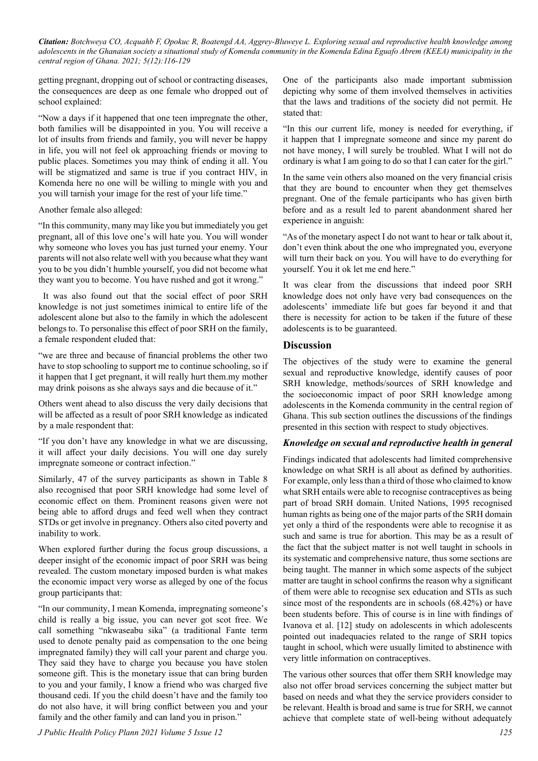getting pregnant, dropping out of school or contracting diseases, the consequences are deep as one female who dropped out of school explained:

"Now a days if it happened that one teen impregnate the other, both families will be disappointed in you. You will receive a lot of insults from friends and family, you will never be happy in life, you will not feel ok approaching friends or moving to public places. Sometimes you may think of ending it all. You will be stigmatized and same is true if you contract HIV, in Komenda here no one will be willing to mingle with you and you will tarnish your image for the rest of your life time."

Another female also alleged:

"In this community, many may like you but immediately you get pregnant, all of this love one's will hate you. You will wonder why someone who loves you has just turned your enemy. Your parents will not also relate well with you because what they want you to be you didn't humble yourself, you did not become what they want you to become. You have rushed and got it wrong."

It was also found out that the social effect of poor SRH knowledge is not just sometimes inimical to entire life of the adolescent alone but also to the family in which the adolescent belongs to. To personalise this effect of poor SRH on the family, a female respondent eluded that:

"we are three and because of financial problems the other two have to stop schooling to support me to continue schooling, so if it happen that I get pregnant, it will really hurt them.my mother may drink poisons as she always says and die because of it."

Others went ahead to also discuss the very daily decisions that will be affected as a result of poor SRH knowledge as indicated by a male respondent that:

"If you don't have any knowledge in what we are discussing, it will affect your daily decisions. You will one day surely impregnate someone or contract infection."

Similarly, 47 of the survey participants as shown in Table 8 also recognised that poor SRH knowledge had some level of economic effect on them. Prominent reasons given were not being able to afford drugs and feed well when they contract STDs or get involve in pregnancy. Others also cited poverty and inability to work.

When explored further during the focus group discussions, a deeper insight of the economic impact of poor SRH was being revealed. The custom monetary imposed burden is what makes the economic impact very worse as alleged by one of the focus group participants that:

"In our community, I mean Komenda, impregnating someone's child is really a big issue, you can never got scot free. We call something "nkwaseabu sika" (a traditional Fante term used to denote penalty paid as compensation to the one being impregnated family) they will call your parent and charge you. They said they have to charge you because you have stolen someone gift. This is the monetary issue that can bring burden to you and your family, I know a friend who was charged five thousand cedi. If you the child doesn't have and the family too do not also have, it will bring conflict between you and your family and the other family and can land you in prison."

One of the participants also made important submission depicting why some of them involved themselves in activities that the laws and traditions of the society did not permit. He stated that:

"In this our current life, money is needed for everything, if it happen that I impregnate someone and since my parent do not have money, I will surely be troubled. What I will not do ordinary is what I am going to do so that I can cater for the girl."

In the same vein others also moaned on the very financial crisis that they are bound to encounter when they get themselves pregnant. One of the female participants who has given birth before and as a result led to parent abandonment shared her experience in anguish:

"As of the monetary aspect I do not want to hear or talk about it, don't even think about the one who impregnated you, everyone will turn their back on you. You will have to do everything for yourself. You it ok let me end here."

It was clear from the discussions that indeed poor SRH knowledge does not only have very bad consequences on the adolescents' immediate life but goes far beyond it and that there is necessity for action to be taken if the future of these adolescents is to be guaranteed.

## Discussion

The objectives of the study were to examine the general sexual and reproductive knowledge, identify causes of poor SRH knowledge, methods/sources of SRH knowledge and the socioeconomic impact of poor SRH knowledge among adolescents in the Komenda community in the central region of Ghana. This sub section outlines the discussions of the findings presented in this section with respect to study objectives.

### *Knowledge on sexual and reproductive health in general*

Findings indicated that adolescents had limited comprehensive knowledge on what SRH is all about as defined by authorities. For example, only less than a third of those who claimed to know what SRH entails were able to recognise contraceptives as being part of broad SRH domain. United Nations, 1995 recognised human rights as being one of the major parts of the SRH domain yet only a third of the respondents were able to recognise it as such and same is true for abortion. This may be as a result of the fact that the subject matter is not well taught in schools in its systematic and comprehensive nature, thus some sections are being taught. The manner in which some aspects of the subject matter are taught in school confirms the reason why a significant of them were able to recognise sex education and STIs as such since most of the respondents are in schools (68.42%) or have been students before. This of course is in line with findings of Ivanova et al. [12] study on adolescents in which adolescents pointed out inadequacies related to the range of SRH topics taught in school, which were usually limited to abstinence with very little information on contraceptives.

The various other sources that offer them SRH knowledge may also not offer broad services concerning the subject matter but based on needs and what they the service providers consider to be relevant. Health is broad and same is true for SRH, we cannot achieve that complete state of well-being without adequately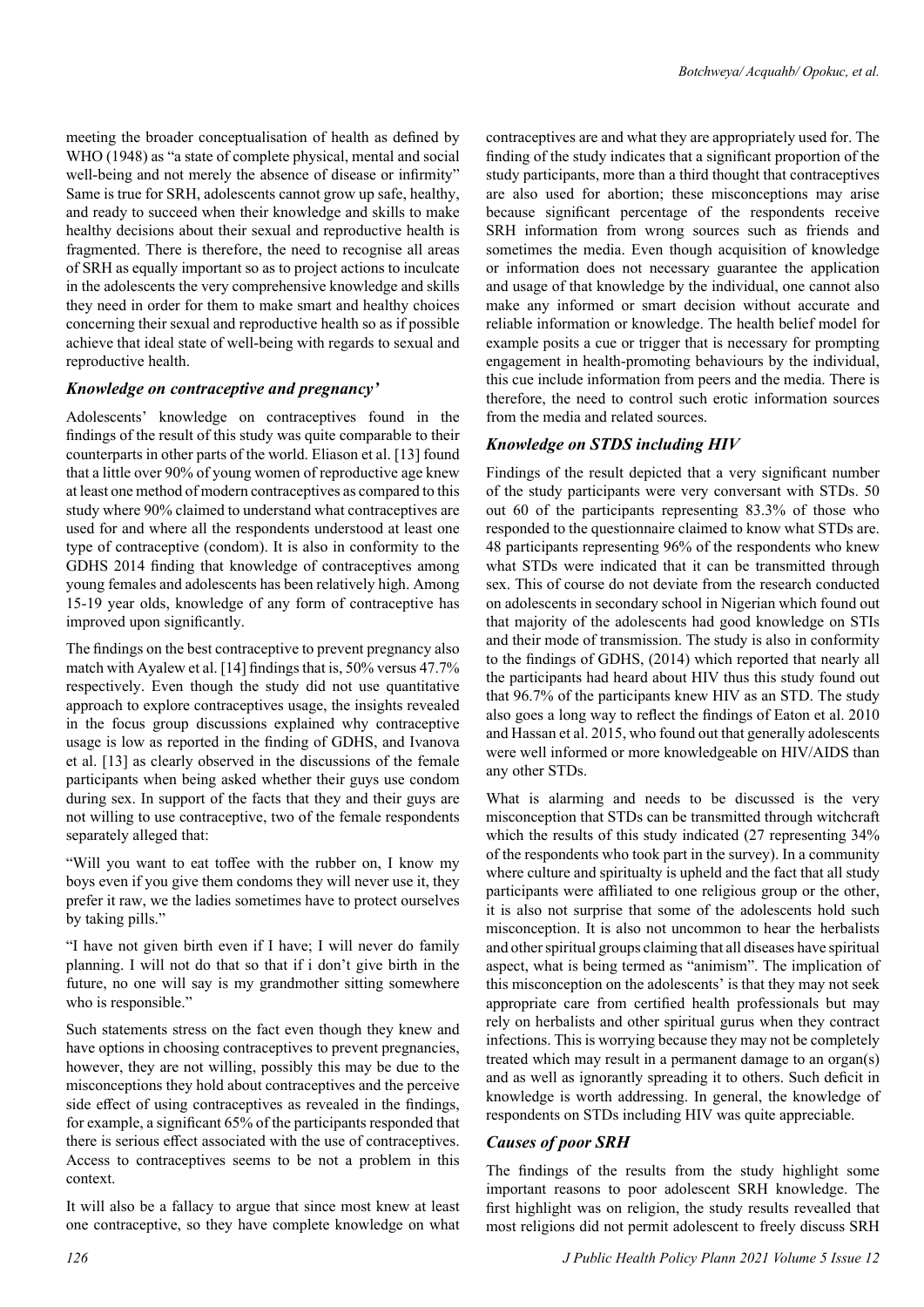meeting the broader conceptualisation of health as defined by WHO (1948) as "a state of complete physical, mental and social well-being and not merely the absence of disease or infirmity" Same is true for SRH, adolescents cannot grow up safe, healthy, and ready to succeed when their knowledge and skills to make healthy decisions about their sexual and reproductive health is fragmented. There is therefore, the need to recognise all areas of SRH as equally important so as to project actions to inculcate in the adolescents the very comprehensive knowledge and skills they need in order for them to make smart and healthy choices concerning their sexual and reproductive health so as if possible achieve that ideal state of well-being with regards to sexual and reproductive health.

### *Knowledge on contraceptive and pregnancy'*

Adolescents' knowledge on contraceptives found in the findings of the result of this study was quite comparable to their counterparts in other parts of the world. Eliason et al. [13] found that a little over 90% of young women of reproductive age knew at least one method of modern contraceptives as compared to this study where 90% claimed to understand what contraceptives are used for and where all the respondents understood at least one type of contraceptive (condom). It is also in conformity to the GDHS 2014 finding that knowledge of contraceptives among young females and adolescents has been relatively high. Among 15-19 year olds, knowledge of any form of contraceptive has improved upon significantly.

The findings on the best contraceptive to prevent pregnancy also match with Ayalew et al. [14] findings that is, 50% versus 47.7% respectively. Even though the study did not use quantitative approach to explore contraceptives usage, the insights revealed in the focus group discussions explained why contraceptive usage is low as reported in the finding of GDHS, and Ivanova et al. [13] as clearly observed in the discussions of the female participants when being asked whether their guys use condom during sex. In support of the facts that they and their guys are not willing to use contraceptive, two of the female respondents separately alleged that:

"Will you want to eat toffee with the rubber on, I know my boys even if you give them condoms they will never use it, they prefer it raw, we the ladies sometimes have to protect ourselves by taking pills."

"I have not given birth even if I have; I will never do family planning. I will not do that so that if i don't give birth in the future, no one will say is my grandmother sitting somewhere who is responsible."

Such statements stress on the fact even though they knew and have options in choosing contraceptives to prevent pregnancies, however, they are not willing, possibly this may be due to the misconceptions they hold about contraceptives and the perceive side effect of using contraceptives as revealed in the findings, for example, a significant 65% of the participants responded that there is serious effect associated with the use of contraceptives. Access to contraceptives seems to be not a problem in this context.

It will also be a fallacy to argue that since most knew at least one contraceptive, so they have complete knowledge on what contraceptives are and what they are appropriately used for. The finding of the study indicates that a significant proportion of the study participants, more than a third thought that contraceptives are also used for abortion; these misconceptions may arise because significant percentage of the respondents receive SRH information from wrong sources such as friends and sometimes the media. Even though acquisition of knowledge or information does not necessary guarantee the application and usage of that knowledge by the individual, one cannot also make any informed or smart decision without accurate and reliable information or knowledge. The health belief model for example posits a cue or trigger that is necessary for prompting engagement in health-promoting behaviours by the individual, this cue include information from peers and the media. There is therefore, the need to control such erotic information sources from the media and related sources.

### *Knowledge on STDS including HIV*

Findings of the result depicted that a very significant number of the study participants were very conversant with STDs. 50 out of 60 of the participants representing 83.3% of those who responded to the questionnaire claimed to know what STDs are. 48 participants representing 96% of the respondents who knew what STDs were indicated that it can be transmitted through sex. This of course do not deviate from the research conducted on adolescents in secondary school in Nigerian which found out that majority of the adolescents had good knowledge on STIs and their mode of transmission. The study is also in conformity to the findings of GDHS, (2014) which reported that nearly all the participants had heard about HIV thus this study found out that 96.7% of the participants knew HIV as an STD. The study also goes a long way to reflect the findings of Eaton et al. 2010 and Hassan et al. 2015, who found out that generally adolescents were well informed or more knowledgeable on HIV/AIDS than any other STDs.

What is alarming and needs to be discussed is the very misconception that STDs can be transmitted through witchcraft which the results of this study indicated (27 representing 34% of the respondents who took part in the survey). In a community where culture and spiritualty is upheld and the fact that all study participants were affiliated to one religious group or the other, it is also not surprise that some of the adolescents hold such misconception. It is also not uncommon to hear the herbalists and other spiritual groups claiming that all diseases have spiritual aspect, what is being termed as "animism". The implication of this misconception on the adolescents' is that they may not seek appropriate care from certified health professionals but may rely on herbalists and other spiritual gurus when they contract infections. This is worrying because they may not be completely treated which may result in a permanent damage to an organ(s) and as well as ignorantly spreading it to others. Such deficit in knowledge is worth addressing. In general, the knowledge of respondents on STDs including HIV was quite appreciable.

### *Causes of poor SRH*

The findings of the results from the study highlight some important reasons to poor adolescent SRH knowledge. The first highlight was on religion, the study results revealled that most religions did not permit adolescent to freely discuss SRH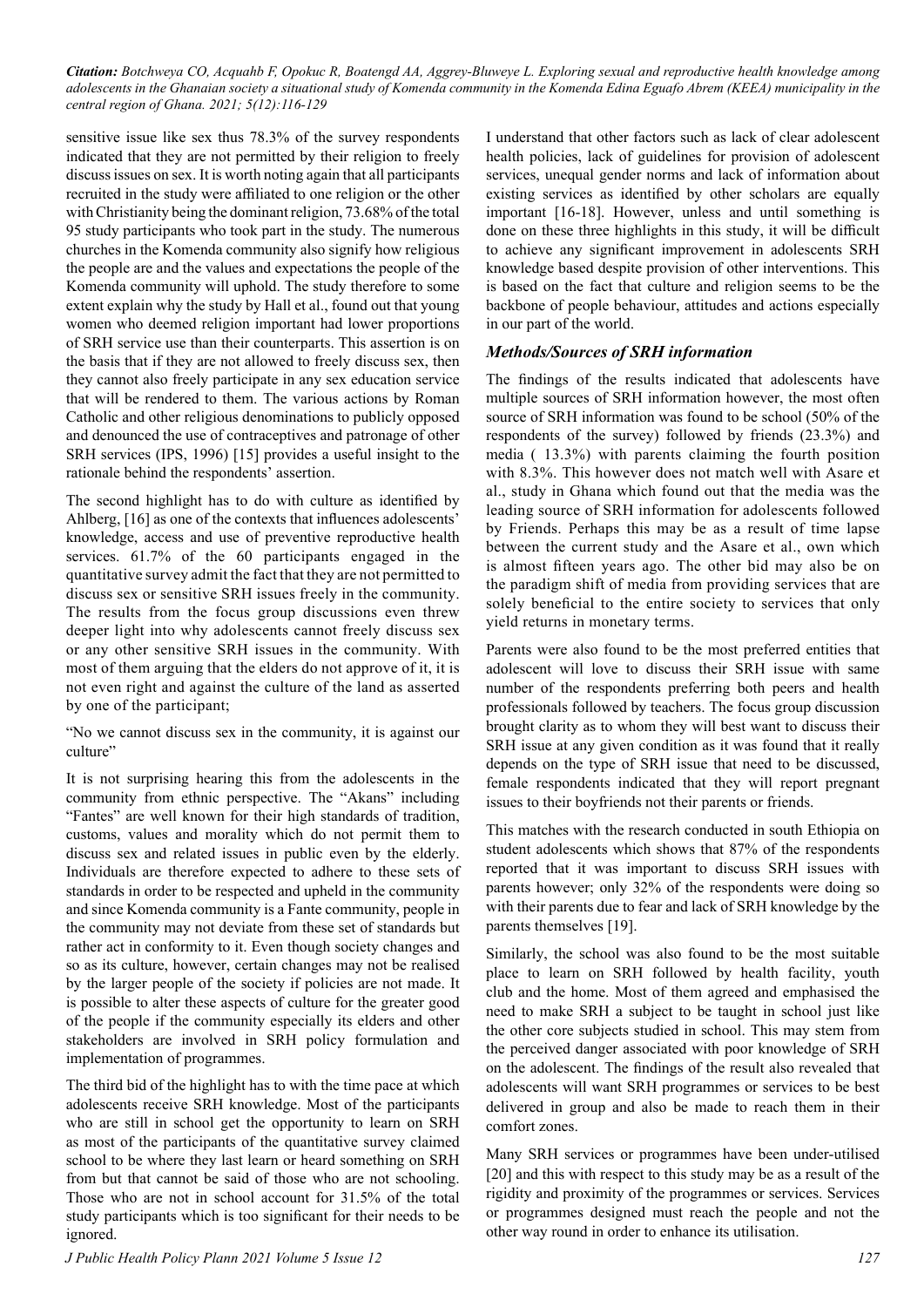sensitive issue like sex thus 78.3% of the survey respondents indicated that they are not permitted by their religion to freely discuss issues on sex. It is worth noting again that all participants recruited in the study were affiliated to one religion or the other with Christianity being the dominant religion, 73.68% of the total 95 study participants who took part in the study. The numerous churches in the Komenda community also signify how religious the people are and the values and expectations the people of the Komenda community will uphold. The study therefore to some extent explain why the study by Hall et al., found out that young women who deemed religion important had lower proportions of SRH service use than their counterparts. This assertion is on the basis that if they are not allowed to freely discuss sex, then they cannot also freely participate in any sex education service that will be rendered to them. The various actions by Roman Catholic and other religious denominations to publicly opposed and denounced the use of contraceptives and patronage of other SRH services (IPS, 1996) [15] provides a useful insight to the rationale behind the respondents' assertion.

The second highlight has to do with culture as identified by Ahlberg, [16] as one of the contexts that influences adolescents' knowledge, access and use of preventive reproductive health services. 61.7% of the 60 participants engaged in the quantitative survey admit the fact that they are not permitted to discuss sex or sensitive SRH issues freely in the community. The results from the focus group discussions even threw deeper light into why adolescents cannot freely discuss sex or any other sensitive SRH issues in the community. With most of them arguing that the elders do not approve of it, it is not even right and against the culture of the land as asserted by one of the participant;

"No we cannot discuss sex in the community, it is against our culture"

It is not surprising hearing this from the adolescents in the community from ethnic perspective. The "Akans" including "Fantes" are well known for their high standards of tradition, customs, values and morality which do not permit them to discuss sex and related issues in public even by the elderly. Individuals are therefore expected to adhere to these sets of standards in order to be respected and upheld in the community and since Komenda community is a Fante community, people in the community may not deviate from these set of standards but rather act in conformity to it. Even though society changes and so as its culture, however, certain changes may not be realised by the larger people of the society if policies are not made. It is possible to alter these aspects of culture for the greater good of the people if the community especially its elders and other stakeholders are involved in SRH policy formulation and implementation of programmes.

The third bid of the highlight has to with the time pace at which adolescents receive SRH knowledge. Most of the participants who are still in school get the opportunity to learn on SRH as most of the participants of the quantitative survey claimed school to be where they last learn or heard something on SRH from but that cannot be said of those who are not schooling. Those who are not in school account for 31.5% of the total study participants which is too significant for their needs to be ignored.

I understand that other factors such as lack of clear adolescent health policies, lack of guidelines for provision of adolescent services, unequal gender norms and lack of information about existing services as identified by other scholars are equally important [16-18]. However, unless and until something is done on these three highlights in this study, it will be difficult to achieve any significant improvement in adolescents SRH knowledge based despite provision of other interventions. This is based on the fact that culture and religion seems to be the backbone of people behaviour, attitudes and actions especially in our part of the world.

### *Methods/Sources of SRH information*

The findings of the results indicated that adolescents have multiple sources of SRH information however, the most often source of SRH information was found to be school (50% of the respondents of the survey) followed by friends (23.3%) and media ( 13.3%) with parents claiming the fourth position with 8.3%. This however does not match well with Asare et al., study in Ghana which found out that the media was the leading source of SRH information for adolescents followed by Friends. Perhaps this may be as a result of time lapse between the current study and the Asare et al., own which is almost fifteen years ago. The other bid may also be on the paradigm shift of media from providing services that are solely beneficial to the entire society to services that only yield returns in monetary terms.

Parents were also found to be the most preferred entities that adolescent will love to discuss their SRH issue with same number of the respondents preferring both peers and health professionals followed by teachers. The focus group discussion brought clarity as to whom they will best want to discuss their SRH issue at any given condition as it was found that it really depends on the type of SRH issue that need to be discussed, female respondents indicated that they will report pregnant issues to their boyfriends not their parents or friends.

This matches with the research conducted in south Ethiopia on student adolescents which shows that 87% of the respondents reported that it was important to discuss SRH issues with parents however; only 32% of the respondents were doing so with their parents due to fear and lack of SRH knowledge by the parents themselves [19].

Similarly, the school was also found to be the most suitable place to learn on SRH followed by health facility, youth club and the home. Most of them agreed and emphasised the need to make SRH a subject to be taught in school just like the other core subjects studied in school. This may stem from the perceived danger associated with poor knowledge of SRH on the adolescent. The findings of the result also revealed that adolescents will want SRH programmes or services to be best delivered in group and also be made to reach them in their comfort zones.

Many SRH services or programmes have been under-utilised [20] and this with respect to this study may be as a result of the rigidity and proximity of the programmes or services. Services or programmes designed must reach the people and not the other way round in order to enhance its utilisation.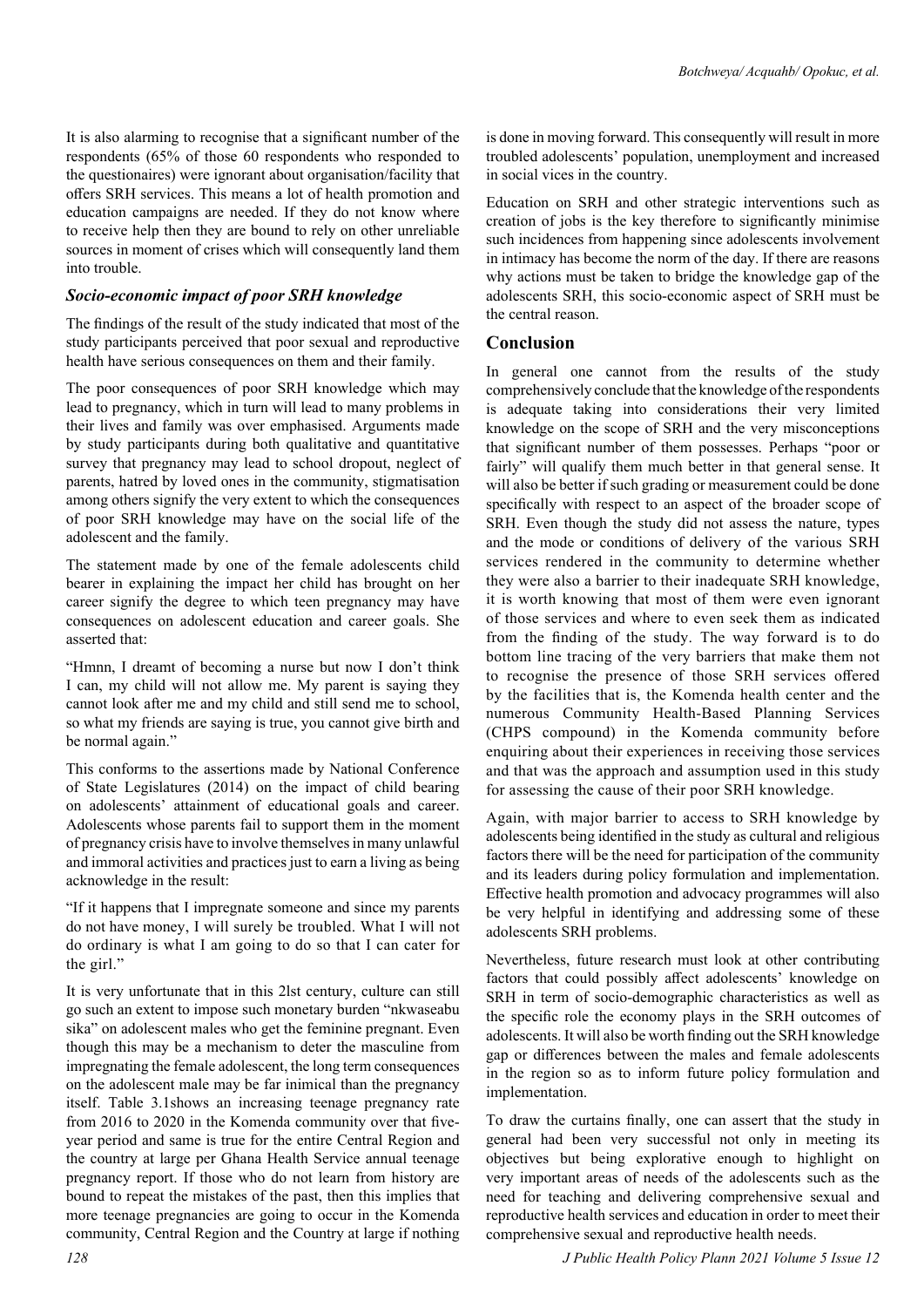It is also alarming to recognise that a significant number of the respondents (65% of those 60 respondents who responded to the questionaires) were ignorant about organisation/facility that offers SRH services. This means a lot of health promotion and education campaigns are needed. If they do not know where to receive help then they are bound to rely on other unreliable sources in moment of crises which will consequently land them into trouble.

### *Socio-economic impact of poor SRH knowledge*

The findings of the result of the study indicated that most of the study participants perceived that poor sexual and reproductive health have serious consequences on them and their family.

The poor consequences of poor SRH knowledge which may lead to pregnancy, which in turn will lead to many problems in their lives and family was over emphasised. Arguments made by study participants during both qualitative and quantitative survey that pregnancy may lead to school dropout, neglect of parents, hatred by loved ones in the community, stigmatisation among others signify the very extent to which the consequences of poor SRH knowledge may have on the social life of the adolescent and the family.

The statement made by one of the female adolescents child bearer in explaining the impact her child has brought on her career signify the degree to which teen pregnancy may have consequences on adolescent education and career goals. She asserted that:

"Hmnn, I dreamt of becoming a nurse but now I don't think I can, my child will not allow me. My parent is saying they cannot look after me and my child and still send me to school, so what my friends are saying is true, you cannot give birth and be normal again."

This conforms to the assertions made by National Conference of State Legislatures (2014) on the impact of child bearing on adolescents' attainment of educational goals and career. Adolescents whose parents fail to support them in the moment of pregnancy crisis have to involve themselves in many unlawful and immoral activities and practices just to earn a living as being acknowledge in the result:

"If it happens that I impregnate someone and since my parents do not have money, I will surely be troubled. What I will not do ordinary is what I am going to do so that I can cater for the girl."

It is very unfortunate that in this 2lst century, culture can still go such an extent to impose such monetary burden "nkwaseabu sika" on adolescent males who get the feminine pregnant. Even though this may be a mechanism to deter the masculine from impregnating the female adolescent, the long term consequences on the adolescent male may be far inimical than the pregnancy itself. Table 3.1shows an increasing teenage pregnancy rate from 2016 to 2020 in the Komenda community over that five-year period and same is true for the entire Central Region and the country at large per Ghana Health Service annual teenage pregnancy report. If those who do not learn from history are bound to repeat the mistakes of the past, then this implies that more teenage pregnancies are going to occur in the Komenda community, Central Region and the Country at large if nothing is done in moving forward. This consequently will result in more troubled adolescents' population, unemployment and increased in social vices in the country.

Education on SRH and other strategic interventions such as creation of jobs is the key therefore to significantly minimise such incidences from happening since adolescents involvement in intimacy has become the norm of the day. If there are reasons why actions must be taken to bridge the knowledge gap of the adolescents SRH, this socio-economic aspect of SRH must be the central reason.

## Conclusion

In general one cannot from the results of the study comprehensively conclude that the knowledge of the respondents is adequate taking into considerations their very limited knowledge on the scope of SRH and the very misconceptions that significant number of them possesses. Perhaps "poor or fairly" will qualify them much better in that general sense. It will also be better if such grading or measurement could be done specifically with respect to an aspect of the broader scope of SRH. Even though the study did not assess the nature, types and the mode or conditions of delivery of the various SRH services rendered in the community to determine whether they were also a barrier to their inadequate SRH knowledge, it is worth knowing that most of them were even ignorant of those services and where to even seek them as indicated from the finding of the study. The way forward is to do bottom line tracing of the very barriers that make them not to recognise the presence of those SRH services offered by the facilities that is, the Komenda health center and the numerous Community Health-Based Planning Services (CHPS compound) in the Komenda community before enquiring about their experiences in receiving those services and that was the approach and assumption used in this study for assessing the cause of their poor SRH knowledge.

Again, with major barrier to access to SRH knowledge by adolescents being identified in the study as cultural and religious factors there will be the need for participation of the community and its leaders during policy formulation and implementation. Effective health promotion and advocacy programmes will also be very helpful in identifying and addressing some of these adolescents SRH problems.

Nevertheless, future research must look at other contributing factors that could possibly affect adolescents' knowledge on SRH in term of socio-demographic characteristics as well as the specific role the economy plays in the SRH outcomes of adolescents. It will also be worth finding out the SRH knowledge gap or differences between the males and female adolescents in the region so as to inform future policy formulation and implementation.

To draw the curtains finally, one can assert that the study in general had been very successful not only in meeting its objectives but being explorative enough to highlight on very important areas of needs of the adolescents such as the need for teaching and delivering comprehensive sexual and reproductive health services and education in order to meet their comprehensive sexual and reproductive health needs.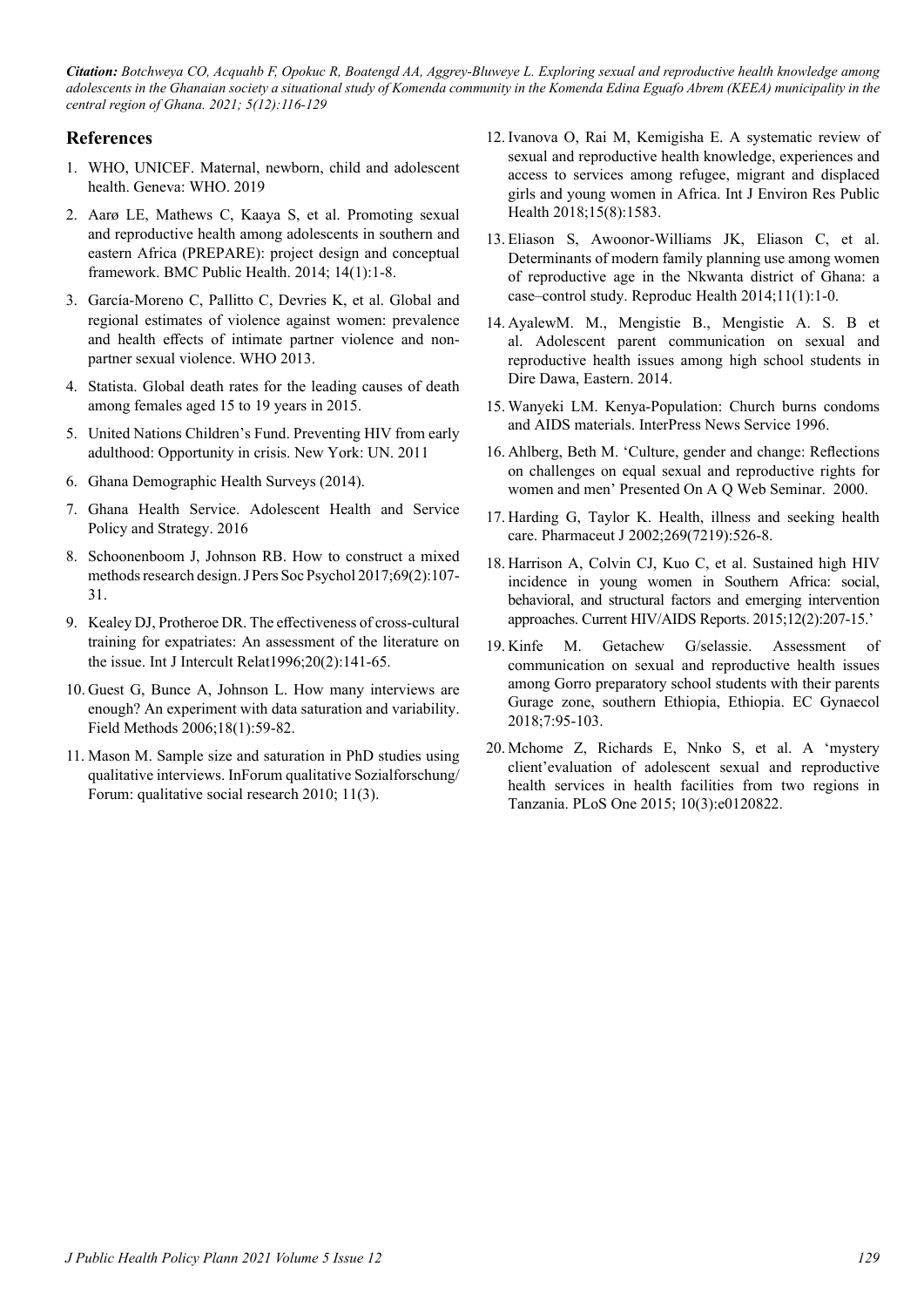***Citation:*** *Botchweya CO, Acquahb F, Opokuc R, Boatengd AA, Aggrey-Bluweye L. Exploring sexual and reproductive health knowledge among adolescents in the Ghanaian society a situational study of Komenda community in the Komenda Edina Eguafo Abrem (KEEA) municipality in the central region of Ghana. 2021; 5(12):116-129*

## References

1. WHO, UNICEF. Maternal, newborn, child and adolescent health. Geneva: WHO. 2019
2. Aarø LE, Mathews C, Kaaya S, et al. Promoting sexual and reproductive health among adolescents in southern and eastern Africa (PREPARE): project design and conceptual framework. BMC Public Health. 2014; 14(1):1-8.
3. García-Moreno C, Pallitto C, Devries K, et al. Global and regional estimates of violence against women: prevalence and health effects of intimate partner violence and non-partner sexual violence. WHO 2013.
4. Statista. Global death rates for the leading causes of death among females aged 15 to 19 years in 2015.
5. United Nations Children's Fund. Preventing HIV from early adulthood: Opportunity in crisis. New York: UN. 2011
6. Ghana Demographic Health Surveys (2014).
7. Ghana Health Service. Adolescent Health and Service Policy and Strategy. 2016
8. Schoonenboom J, Johnson RB. How to construct a mixed methods research design. J Pers Soc Psychol 2017;69(2):107-31.
9. Kealey DJ, Protheroe DR. The effectiveness of cross-cultural training for expatriates: An assessment of the literature on the issue. Int J Intercult Relat1996;20(2):141-65.
10. Guest G, Bunce A, Johnson L. How many interviews are enough? An experiment with data saturation and variability. Field Methods 2006;18(1):59-82.
11. Mason M. Sample size and saturation in PhD studies using qualitative interviews. InForum qualitative Sozialforschung/ Forum: qualitative social research 2010; 11(3).
12. Ivanova O, Rai M, Kemigisha E. A systematic review of sexual and reproductive health knowledge, experiences and access to services among refugee, migrant and displaced girls and young women in Africa. Int J Environ Res Public Health 2018;15(8):1583.
13. Eliason S, Awoonor-Williams JK, Eliason C, et al. Determinants of modern family planning use among women of reproductive age in the Nkwanta district of Ghana: a case–control study. Reproduc Health 2014;11(1):1-0.
14. AyalewM. M., Mengistie B., Mengistie A. S. B et al. Adolescent parent communication on sexual and reproductive health issues among high school students in Dire Dawa, Eastern. 2014.
15. Wanyeki LM. Kenya-Population: Church burns condoms and AIDS materials. InterPress News Service 1996.
16. Ahlberg, Beth M. 'Culture, gender and change: Reflections on challenges on equal sexual and reproductive rights for women and men' Presented On A Q Web Seminar. 2000.
17. Harding G, Taylor K. Health, illness and seeking health care. Pharmaceut J 2002;269(7219):526-8.
18. Harrison A, Colvin CJ, Kuo C, et al. Sustained high HIV incidence in young women in Southern Africa: social, behavioral, and structural factors and emerging intervention approaches. Current HIV/AIDS Reports. 2015;12(2):207-15.'
19. Kinfe M. Getachew G/selassie. Assessment of communication on sexual and reproductive health issues among Gorro preparatory school students with their parents Gurage zone, southern Ethiopia, Ethiopia. EC Gynaecol 2018;7:95-103.
20. Mchome Z, Richards E, Nnko S, et al. A 'mystery client'evaluation of adolescent sexual and reproductive health services in health facilities from two regions in Tanzania. PLoS One 2015; 10(3):e0120822.